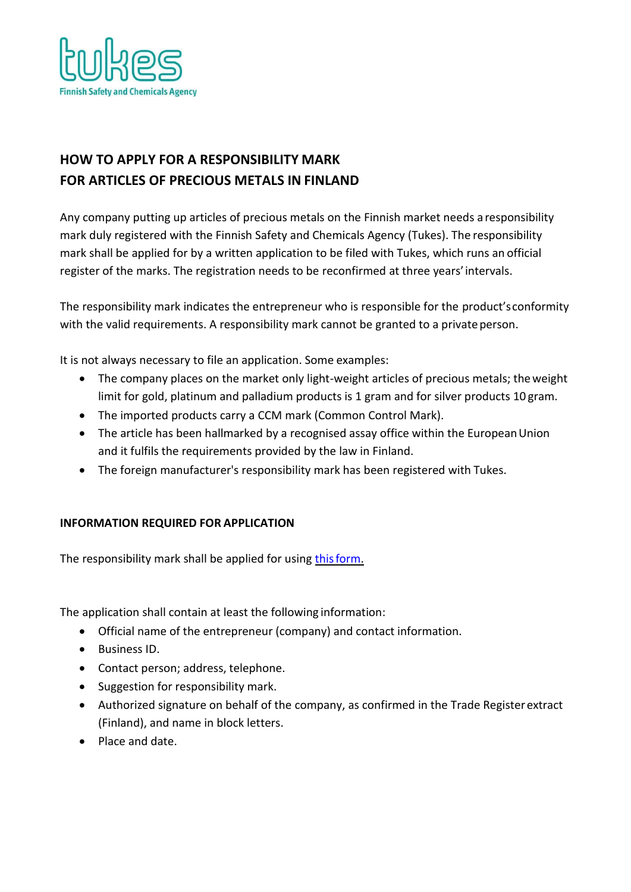# HOW TO APPLY FOR A RESPONSIBILITY MARK FOR ARTICLES OF PRECIOUS METALS IN FINLAND

Any company putting up articles of precious metals on the Finnish market needs a responsibility mark duly registered with the Finnish Safety and Chemicals Agency (Tukes). The responsibility mark shall be applied for by a written application to be filed with Tukes, which runs an official register of the marks. The registration needs to be reconfirmed at three years' intervals.

The responsibility mark indicates the entrepreneur who is responsible for the product's conformity with the valid requirements. A responsibility mark cannot be granted to a private person.

It is not always necessary to file an application. Some examples:

- The company places on the market only light-weight articles of precious metals; the weight limit for gold, platinum and palladium products is 1 gram and for silver products 10 gram.
- The imported products carry a CCM mark (Common Control Mark).
- The article has been hallmarked by a recognised assay office within the European Union and it fulfils the requirements provided by the law in Finland.
- The foreign manufacturer's responsibility mark has been registered with Tukes.

## INFORMATION REQUIRED FOR APPLICATION

The responsibility mark shall be applied for using this form.

The application shall contain at least the following information:

- Official name of the entrepreneur (company) and contact information.
- Business ID.
- Contact person; address, telephone.
- Suggestion for responsibility mark.
- Authorized signature on behalf of the company, as confirmed in the Trade Register extract (Finland), and name in block letters.
- Place and date.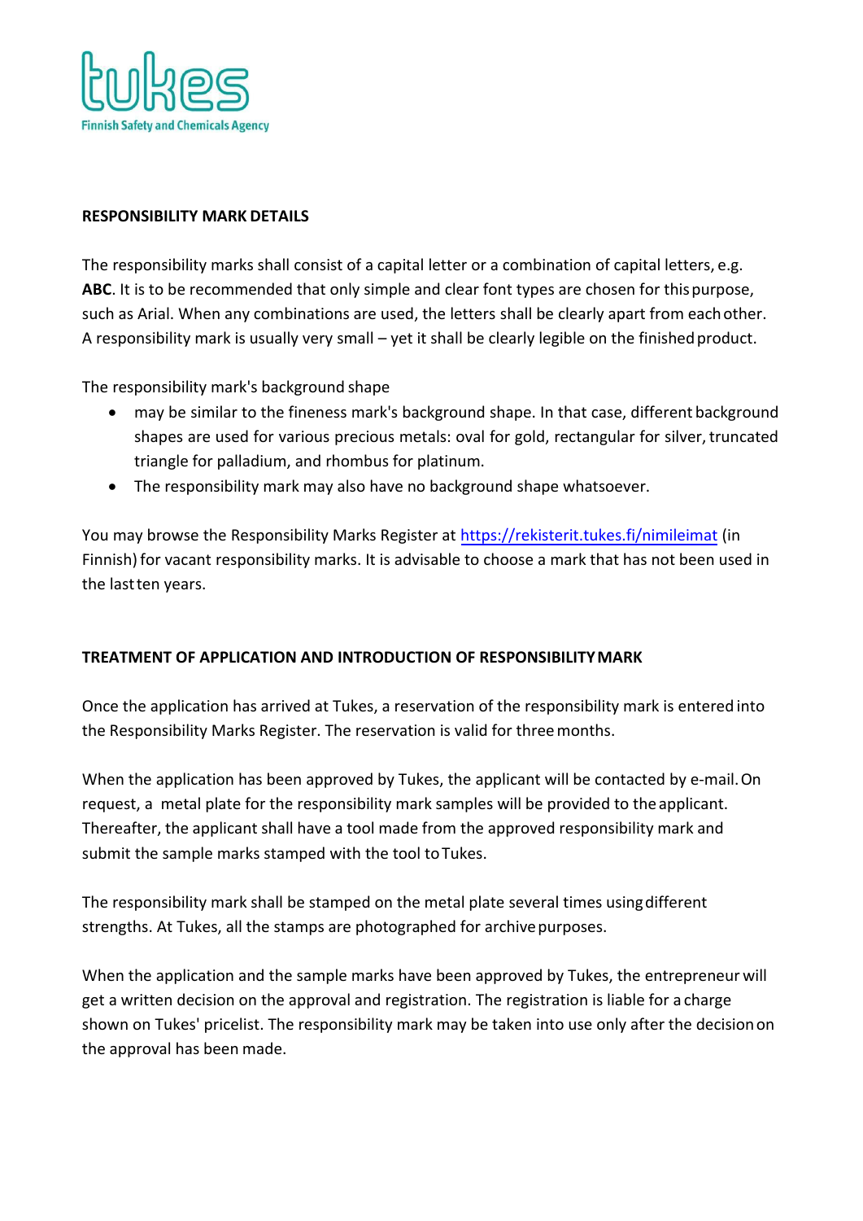## RESPONSIBILITY MARK DETAILS

The responsibility marks shall consist of a capital letter or a combination of capital letters, e.g. **ABC**. It is to be recommended that only simple and clear font types are chosen for this purpose, such as Arial. When any combinations are used, the letters shall be clearly apart from each other. A responsibility mark is usually very small – yet it shall be clearly legible on the finished product.

The responsibility mark's background shape

- may be similar to the fineness mark's background shape. In that case, different background shapes are used for various precious metals: oval for gold, rectangular for silver, truncated triangle for palladium, and rhombus for platinum.
- The responsibility mark may also have no background shape whatsoever.

You may browse the Responsibility Marks Register at https://rekisterit.tukes.fi/nimileimat (in Finnish) for vacant responsibility marks. It is advisable to choose a mark that has not been used in the last ten years.

## TREATMENT OF APPLICATION AND INTRODUCTION OF RESPONSIBILITY MARK

Once the application has arrived at Tukes, a reservation of the responsibility mark is entered into the Responsibility Marks Register. The reservation is valid for three months.

When the application has been approved by Tukes, the applicant will be contacted by e-mail. On request, a metal plate for the responsibility mark samples will be provided to the applicant. Thereafter, the applicant shall have a tool made from the approved responsibility mark and submit the sample marks stamped with the tool to Tukes.

The responsibility mark shall be stamped on the metal plate several times using different strengths. At Tukes, all the stamps are photographed for archive purposes.

When the application and the sample marks have been approved by Tukes, the entrepreneur will get a written decision on the approval and registration. The registration is liable for a charge shown on Tukes' pricelist. The responsibility mark may be taken into use only after the decision on the approval has been made.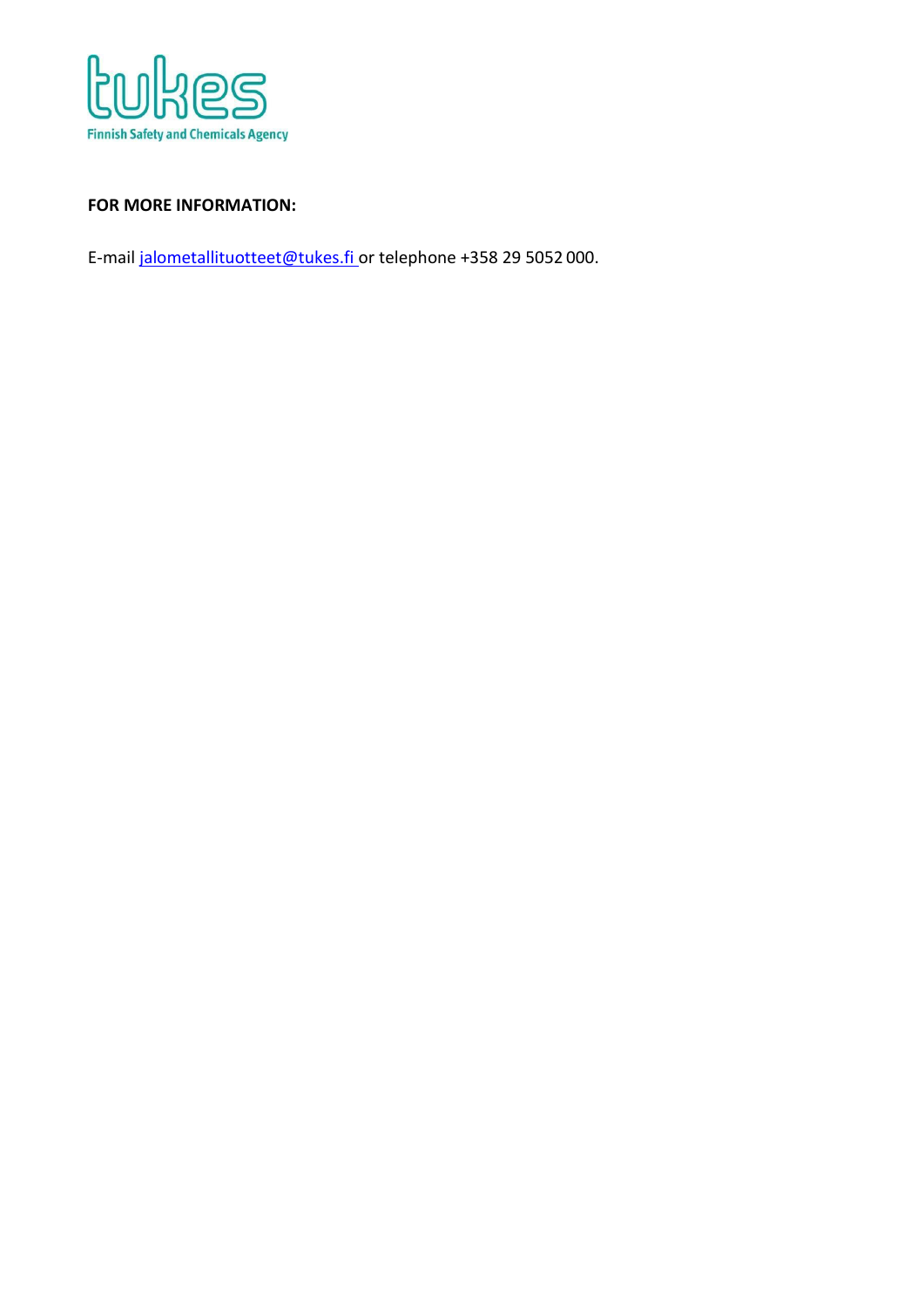**FOR MORE INFORMATION:**

E-mail jalometallituotteet@tukes.fi or telephone +358 29 5052 000.